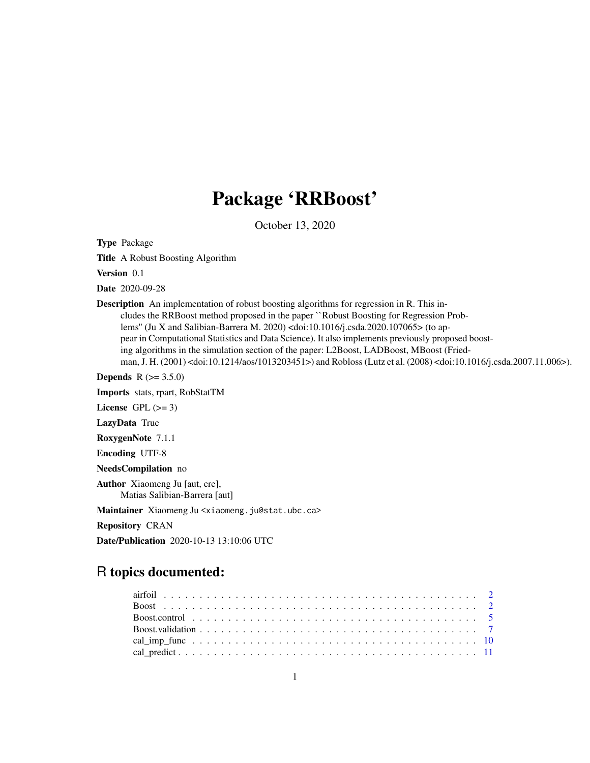# Package 'RRBoost'

October 13, 2020

**Type** Package

**Title** A Robust Boosting Algorithm

**Version** 0.1

**Date** 2020-09-28

**Description** An implementation of robust boosting algorithms for regression in R. This includes the RRBoost method proposed in the paper ``Robust Boosting for Regression Problems'' (Ju X and Salibian-Barrera M. 2020) <doi:10.1016/j.csda.2020.107065> (to appear in Computational Statistics and Data Science). It also implements previously proposed boosting algorithms in the simulation section of the paper: L2Boost, LADBoost, MBoost (Friedman, J. H. (2001) <doi:10.1214/aos/1013203451>) and Robloss (Lutz et al. (2008) <doi:10.1016/j.csda.2007.11.006>).

**Depends** R (>= 3.5.0)

**Imports** stats, rpart, RobStatTM

**License** GPL (>= 3)

**LazyData** True

**RoxygenNote** 7.1.1

**Encoding** UTF-8

**NeedsCompilation** no

**Author** Xiaomeng Ju [aut, cre],
Matias Salibian-Barrera [aut]

**Maintainer** Xiaomeng Ju <xiaomeng.ju@stat.ubc.ca>

**Repository** CRAN

**Date/Publication** 2020-10-13 13:10:06 UTC

## R topics documented:

| | |
|---|---|
| airfoil | 2 |
| Boost | 2 |
| Boost.control | 5 |
| Boost.validation | 7 |
| cal_imp_func | 10 |
| cal_predict | 11 |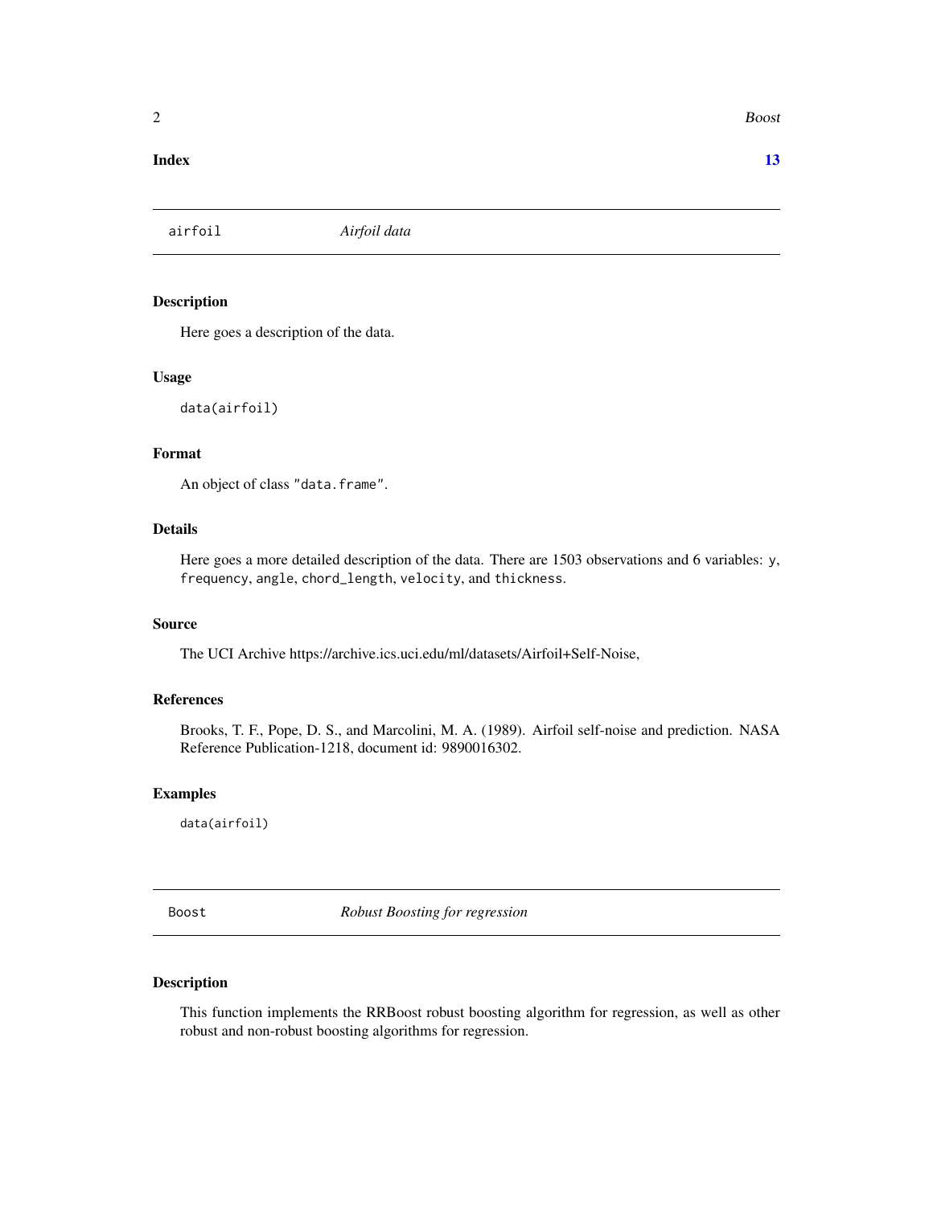**Index** **13**

## airfoil *Airfoil data*

### Description

Here goes a description of the data.

### Usage

```
data(airfoil)
```

### Format

An object of class "data.frame".

### Details

Here goes a more detailed description of the data. There are 1503 observations and 6 variables: y, frequency, angle, chord_length, velocity, and thickness.

### Source

The UCI Archive https://archive.ics.uci.edu/ml/datasets/Airfoil+Self-Noise,

### References

Brooks, T. F., Pope, D. S., and Marcolini, M. A. (1989). Airfoil self-noise and prediction. NASA Reference Publication-1218, document id: 9890016302.

### Examples

```
data(airfoil)
```

## Boost *Robust Boosting for regression*

### Description

This function implements the RRBoost robust boosting algorithm for regression, as well as other robust and non-robust boosting algorithms for regression.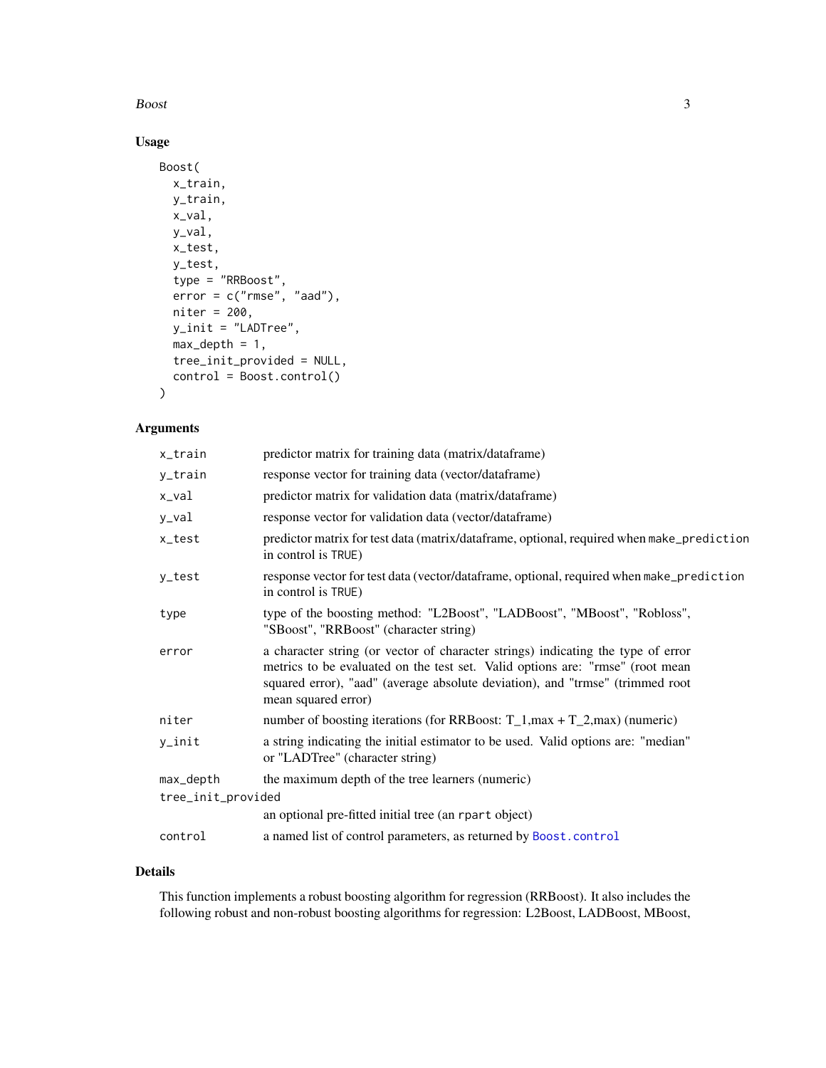## Usage

```
Boost(
  x_train,
  y_train,
  x_val,
  y_val,
  x_test,
  y_test,
  type = "RRBoost",
  error = c("rmse", "aad"),
  niter = 200,
  y_init = "LADTree",
  max_depth = 1,
  tree_init_provided = NULL,
  control = Boost.control()
)
```

## Arguments

| | |
|---|---|
| `x_train` | predictor matrix for training data (matrix/dataframe) |
| `y_train` | response vector for training data (vector/dataframe) |
| `x_val` | predictor matrix for validation data (matrix/dataframe) |
| `y_val` | response vector for validation data (vector/dataframe) |
| `x_test` | predictor matrix for test data (matrix/dataframe, optional, required when `make_prediction` in control is `TRUE`) |
| `y_test` | response vector for test data (vector/dataframe, optional, required when `make_prediction` in control is `TRUE`) |
| `type` | type of the boosting method: "L2Boost", "LADBoost", "MBoost", "Robloss", "SBoost", "RRBoost" (character string) |
| `error` | a character string (or vector of character strings) indicating the type of error metrics to be evaluated on the test set. Valid options are: "rmse" (root mean squared error), "aad" (average absolute deviation), and "trmse" (trimmed root mean squared error) |
| `niter` | number of boosting iterations (for RRBoost: $T_{1,max} + T_{2,max}$) (numeric) |
| `y_init` | a string indicating the initial estimator to be used. Valid options are: "median" or "LADTree" (character string) |
| `max_depth` | the maximum depth of the tree learners (numeric) |
| `tree_init_provided` | an optional pre-fitted initial tree (an `rpart` object) |
| `control` | a named list of control parameters, as returned by `Boost.control` |

## Details

This function implements a robust boosting algorithm for regression (RRBoost). It also includes the following robust and non-robust boosting algorithms for regression: L2Boost, LADBoost, MBoost,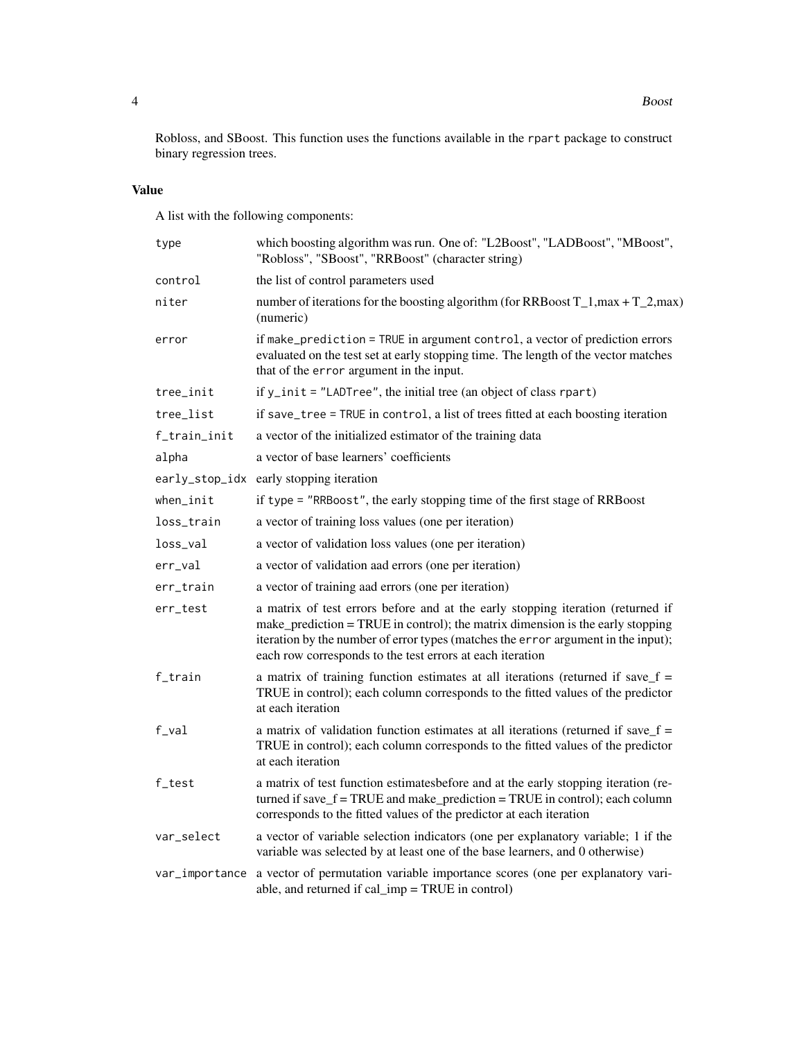Robloss, and SBoost. This function uses the functions available in the rpart package to construct binary regression trees.

## Value

A list with the following components:

| | |
|---|---|
| type | which boosting algorithm was run. One of: "L2Boost", "LADBoost", "MBoost", "Robloss", "SBoost", "RRBoost" (character string) |
| control | the list of control parameters used |
| niter | number of iterations for the boosting algorithm (for RRBoost $T_{1,max} + T_{2,max}$) (numeric) |
| error | if make_prediction = TRUE in argument control, a vector of prediction errors evaluated on the test set at early stopping time. The length of the vector matches that of the error argument in the input. |
| tree_init | if y_init = "LADTree", the initial tree (an object of class rpart) |
| tree_list | if save_tree = TRUE in control, a list of trees fitted at each boosting iteration |
| f_train_init | a vector of the initialized estimator of the training data |
| alpha | a vector of base learners' coefficients |
| early_stop_idx | early stopping iteration |
| when_init | if type = "RRBoost", the early stopping time of the first stage of RRBoost |
| loss_train | a vector of training loss values (one per iteration) |
| loss_val | a vector of validation loss values (one per iteration) |
| err_val | a vector of validation aad errors (one per iteration) |
| err_train | a vector of training aad errors (one per iteration) |
| err_test | a matrix of test errors before and at the early stopping iteration (returned if make_prediction = TRUE in control); the matrix dimension is the early stopping iteration by the number of error types (matches the error argument in the input); each row corresponds to the test errors at each iteration |
| f_train | a matrix of training function estimates at all iterations (returned if save_f = TRUE in control); each column corresponds to the fitted values of the predictor at each iteration |
| f_val | a matrix of validation function estimates at all iterations (returned if save_f = TRUE in control); each column corresponds to the fitted values of the predictor at each iteration |
| f_test | a matrix of test function estimatesbefore and at the early stopping iteration (returned if save_f = TRUE and make_prediction = TRUE in control); each column corresponds to the fitted values of the predictor at each iteration |
| var_select | a vector of variable selection indicators (one per explanatory variable; 1 if the variable was selected by at least one of the base learners, and 0 otherwise) |
| var_importance | a vector of permutation variable importance scores (one per explanatory variable, and returned if cal_imp = TRUE in control) |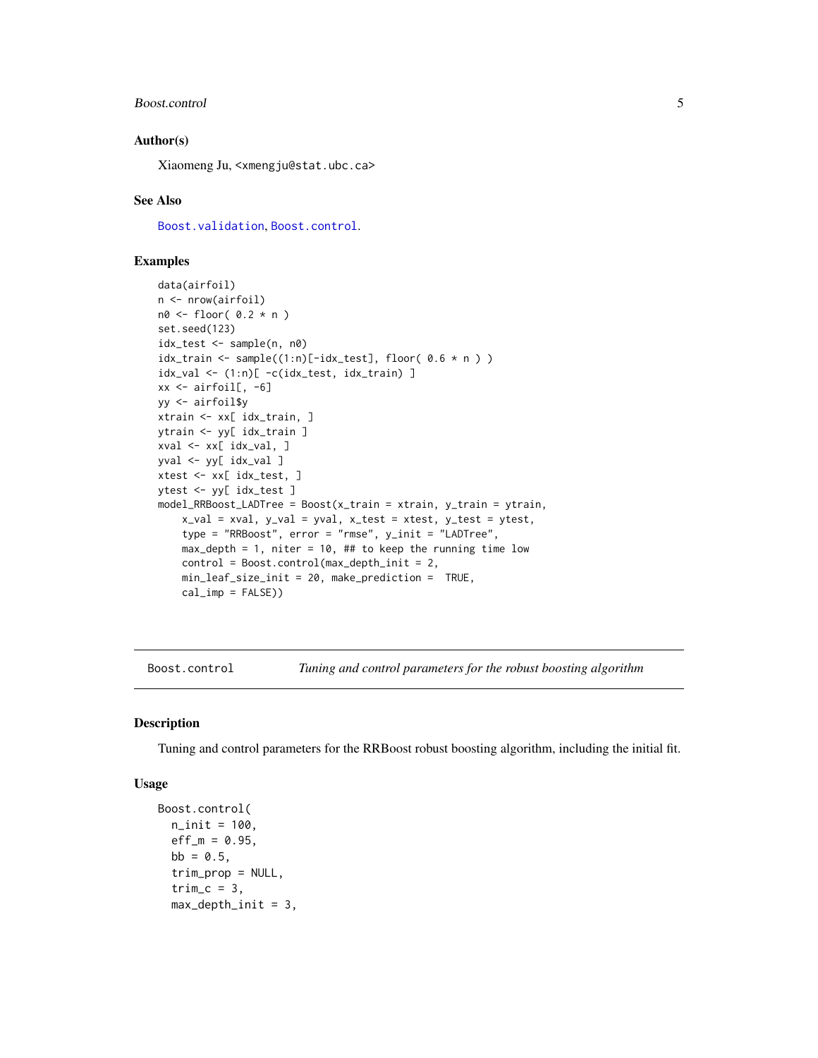### Author(s)

Xiaomeng Ju, <xmengju@stat.ubc.ca>

### See Also

Boost.validation, Boost.control.

### Examples

```
data(airfoil)
n <- nrow(airfoil)
n0 <- floor( 0.2 * n )
set.seed(123)
idx_test <- sample(n, n0)
idx_train <- sample((1:n)[-idx_test], floor( 0.6 * n ) )
idx_val <- (1:n)[ -c(idx_test, idx_train) ]
xx <- airfoil[, -6]
yy <- airfoil$y
xtrain <- xx[ idx_train, ]
ytrain <- yy[ idx_train ]
xval <- xx[ idx_val, ]
yval <- yy[ idx_val ]
xtest <- xx[ idx_test, ]
ytest <- yy[ idx_test ]
model_RRBoost_LADTree = Boost(x_train = xtrain, y_train = ytrain,
    x_val = xval, y_val = yval, x_test = xtest, y_test = ytest,
    type = "RRBoost", error = "rmse", y_init = "LADTree",
    max_depth = 1, niter = 10, ## to keep the running time low
    control = Boost.control(max_depth_init = 2,
    min_leaf_size_init = 20, make_prediction =  TRUE,
    cal_imp = FALSE))
```

---

## Boost.control — *Tuning and control parameters for the robust boosting algorithm*

### Description

Tuning and control parameters for the RRBoost robust boosting algorithm, including the initial fit.

### Usage

```
Boost.control(
  n_init = 100,
  eff_m = 0.95,
  bb = 0.5,
  trim_prop = NULL,
  trim_c = 3,
  max_depth_init = 3,
```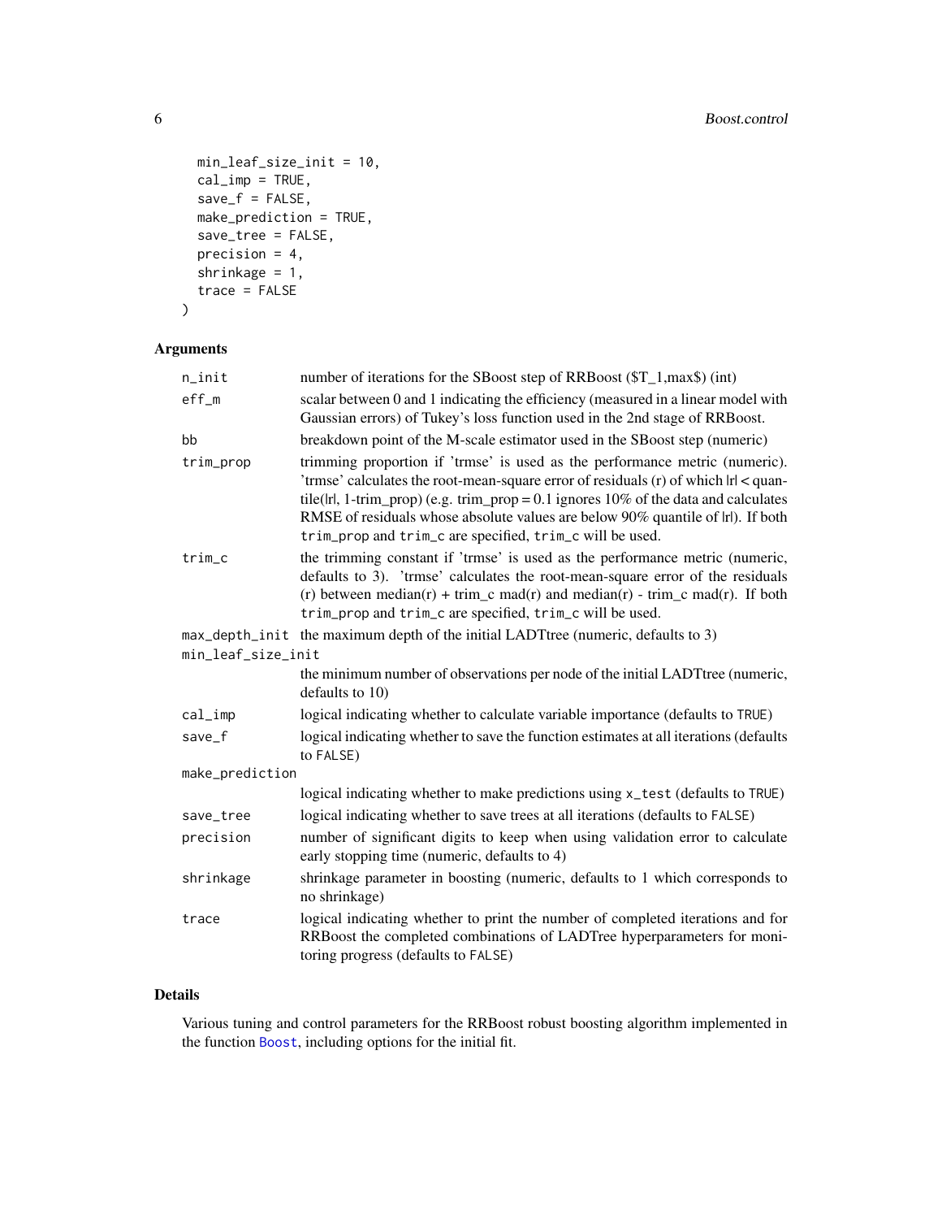```
  min_leaf_size_init = 10,
  cal_imp = TRUE,
  save_f = FALSE,
  make_prediction = TRUE,
  save_tree = FALSE,
  precision = 4,
  shrinkage = 1,
  trace = FALSE
)
```

### Arguments

| | |
|---|---|
| `n_init` | number of iterations for the SBoost step of RRBoost ($T_1,max$) (int) |
| `eff_m` | scalar between 0 and 1 indicating the efficiency (measured in a linear model with Gaussian errors) of Tukey's loss function used in the 2nd stage of RRBoost. |
| `bb` | breakdown point of the M-scale estimator used in the SBoost step (numeric) |
| `trim_prop` | trimming proportion if 'trmse' is used as the performance metric (numeric). 'trmse' calculates the root-mean-square error of residuals (r) of which $\|r\|$ < quantile($\|r\|$, 1-trim_prop) (e.g. trim_prop = 0.1 ignores 10% of the data and calculates RMSE of residuals whose absolute values are below 90% quantile of $\|r\|$). If both `trim_prop` and `trim_c` are specified, `trim_c` will be used. |
| `trim_c` | the trimming constant if 'trmse' is used as the performance metric (numeric, defaults to 3). 'trmse' calculates the root-mean-square error of the residuals (r) between median(r) + trim_c mad(r) and median(r) - trim_c mad(r). If both `trim_prop` and `trim_c` are specified, `trim_c` will be used. |
| `max_depth_init` | the maximum depth of the initial LADTtree (numeric, defaults to 3) |
| `min_leaf_size_init` | the minimum number of observations per node of the initial LADTtree (numeric, defaults to 10) |
| `cal_imp` | logical indicating whether to calculate variable importance (defaults to `TRUE`) |
| `save_f` | logical indicating whether to save the function estimates at all iterations (defaults to `FALSE`) |
| `make_prediction` | logical indicating whether to make predictions using `x_test` (defaults to `TRUE`) |
| `save_tree` | logical indicating whether to save trees at all iterations (defaults to `FALSE`) |
| `precision` | number of significant digits to keep when using validation error to calculate early stopping time (numeric, defaults to 4) |
| `shrinkage` | shrinkage parameter in boosting (numeric, defaults to 1 which corresponds to no shrinkage) |
| `trace` | logical indicating whether to print the number of completed iterations and for RRBoost the completed combinations of LADTree hyperparameters for monitoring progress (defaults to `FALSE`) |

### Details

Various tuning and control parameters for the RRBoost robust boosting algorithm implemented in the function `Boost`, including options for the initial fit.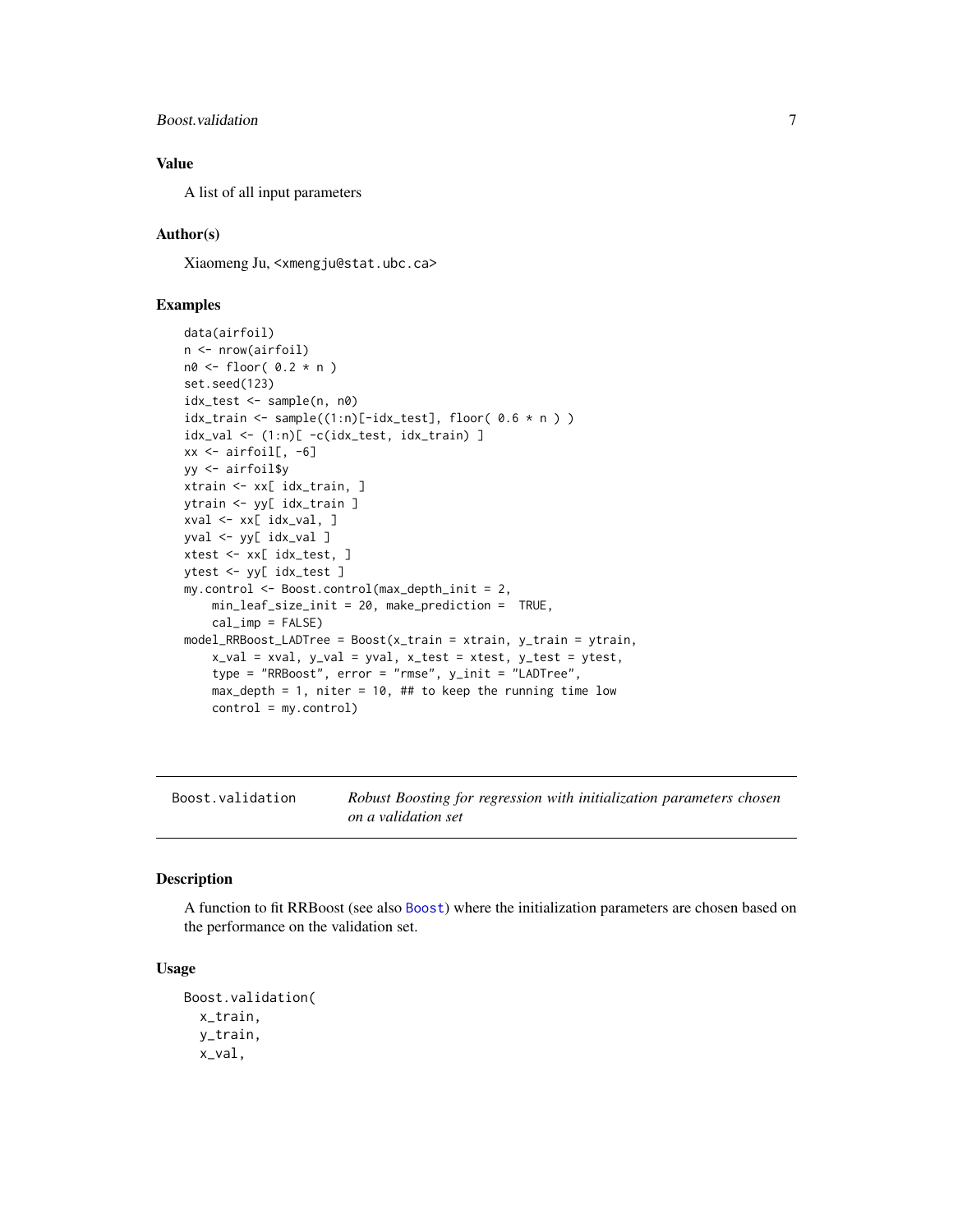### Value

A list of all input parameters

### Author(s)

Xiaomeng Ju, <xmengju@stat.ubc.ca>

### Examples

```
data(airfoil)
n <- nrow(airfoil)
n0 <- floor( 0.2 * n )
set.seed(123)
idx_test <- sample(n, n0)
idx_train <- sample((1:n)[-idx_test], floor( 0.6 * n ) )
idx_val <- (1:n)[ -c(idx_test, idx_train) ]
xx <- airfoil[, -6]
yy <- airfoil$y
xtrain <- xx[ idx_train, ]
ytrain <- yy[ idx_train ]
xval <- xx[ idx_val, ]
yval <- yy[ idx_val ]
xtest <- xx[ idx_test, ]
ytest <- yy[ idx_test ]
my.control <- Boost.control(max_depth_init = 2,
    min_leaf_size_init = 20, make_prediction =  TRUE,
    cal_imp = FALSE)
model_RRBoost_LADTree = Boost(x_train = xtrain, y_train = ytrain,
    x_val = xval, y_val = yval, x_test = xtest, y_test = ytest,
    type = "RRBoost", error = "rmse", y_init = "LADTree",
    max_depth = 1, niter = 10, ## to keep the running time low
    control = my.control)
```

---

## Boost.validation — *Robust Boosting for regression with initialization parameters chosen on a validation set*

### Description

A function to fit RRBoost (see also Boost) where the initialization parameters are chosen based on the performance on the validation set.

### Usage

```
Boost.validation(
  x_train,
  y_train,
  x_val,
```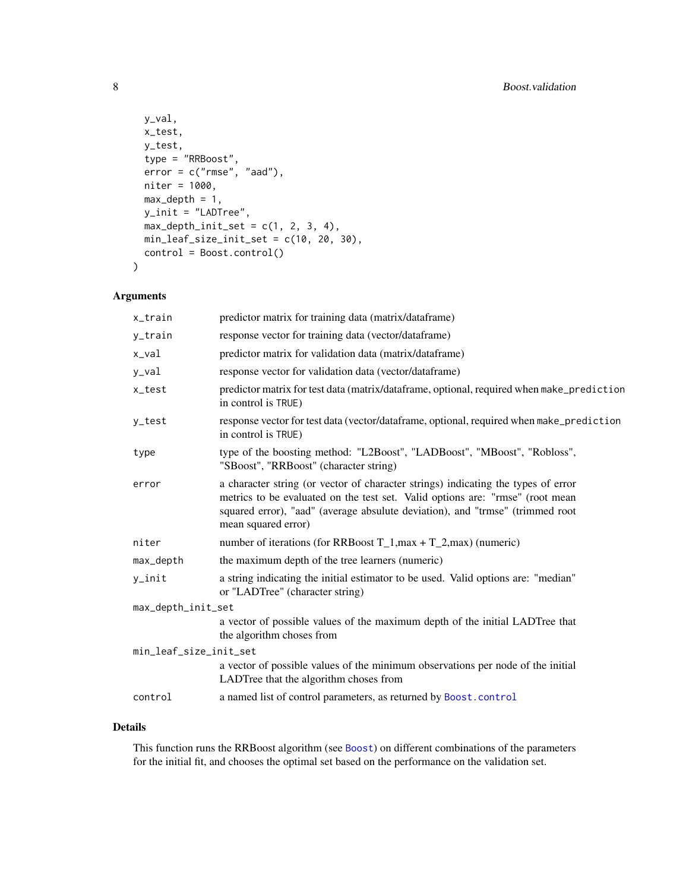```
  y_val,
  x_test,
  y_test,
  type = "RRBoost",
  error = c("rmse", "aad"),
  niter = 1000,
  max_depth = 1,
  y_init = "LADTree",
  max_depth_init_set = c(1, 2, 3, 4),
  min_leaf_size_init_set = c(10, 20, 30),
  control = Boost.control()
)
```

## Arguments

| | |
|---|---|
| `x_train` | predictor matrix for training data (matrix/dataframe) |
| `y_train` | response vector for training data (vector/dataframe) |
| `x_val` | predictor matrix for validation data (matrix/dataframe) |
| `y_val` | response vector for validation data (vector/dataframe) |
| `x_test` | predictor matrix for test data (matrix/dataframe, optional, required when `make_prediction` in control is `TRUE`) |
| `y_test` | response vector for test data (vector/dataframe, optional, required when `make_prediction` in control is `TRUE`) |
| `type` | type of the boosting method: "L2Boost", "LADBoost", "MBoost", "Robloss", "SBoost", "RRBoost" (character string) |
| `error` | a character string (or vector of character strings) indicating the types of error metrics to be evaluated on the test set. Valid options are: "rmse" (root mean squared error), "aad" (average absulute deviation), and "trmse" (trimmed root mean squared error) |
| `niter` | number of iterations (for RRBoost T_1,max + T_2,max) (numeric) |
| `max_depth` | the maximum depth of the tree learners (numeric) |
| `y_init` | a string indicating the initial estimator to be used. Valid options are: "median" or "LADTree" (character string) |
| `max_depth_init_set` | a vector of possible values of the maximum depth of the initial LADTree that the algorithm choses from |
| `min_leaf_size_init_set` | a vector of possible values of the minimum observations per node of the initial LADTree that the algorithm choses from |
| `control` | a named list of control parameters, as returned by `Boost.control` |

## Details

This function runs the RRBoost algorithm (see `Boost`) on different combinations of the parameters for the initial fit, and chooses the optimal set based on the performance on the validation set.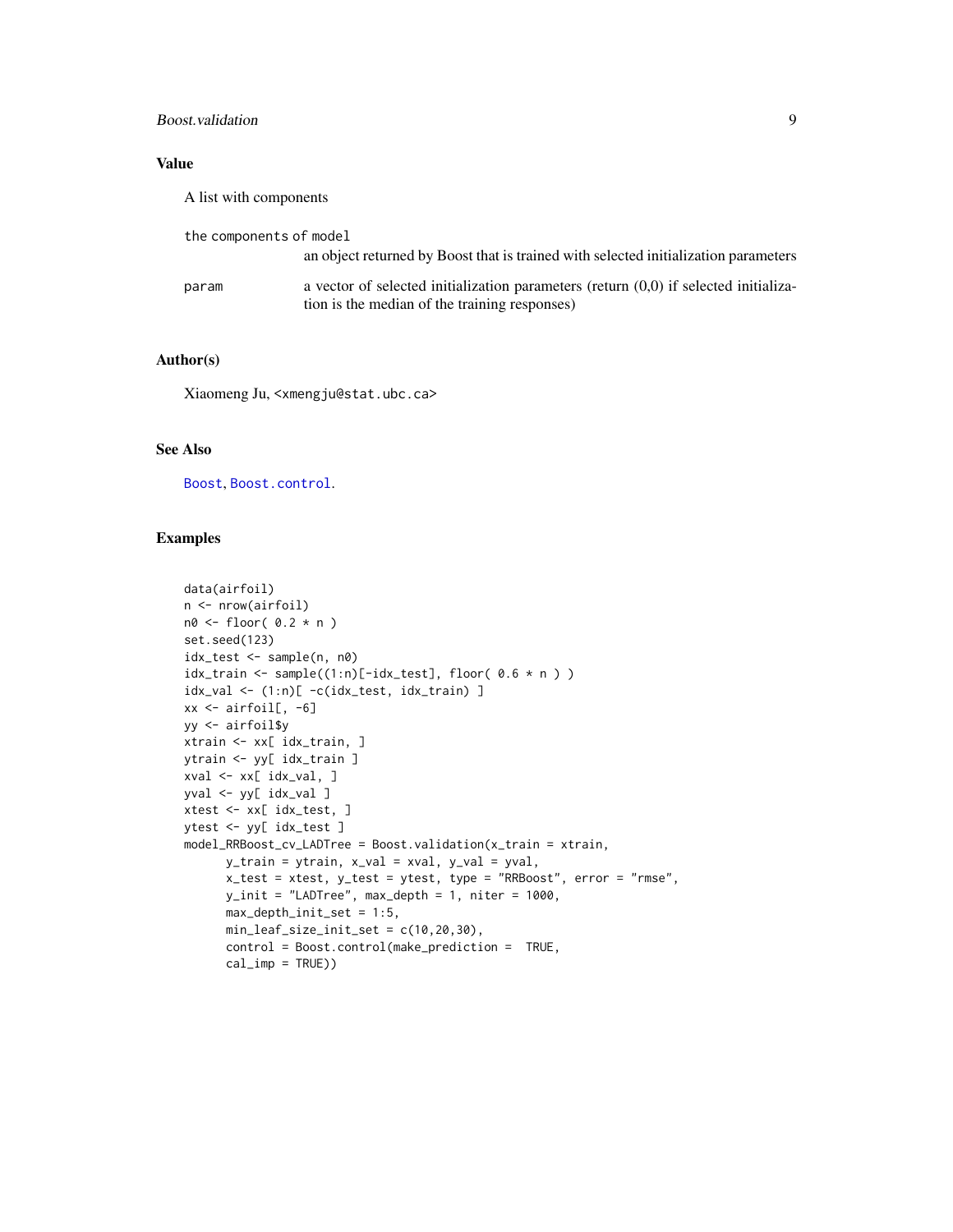### Value

A list with components

`the components of model`
: an object returned by Boost that is trained with selected initialization parameters

`param`
: a vector of selected initialization parameters (return (0,0) if selected initialization is the median of the training responses)

### Author(s)

Xiaomeng Ju, <xmengju@stat.ubc.ca>

### See Also

`Boost`, `Boost.control`.

### Examples

```
data(airfoil)
n <- nrow(airfoil)
n0 <- floor( 0.2 * n )
set.seed(123)
idx_test <- sample(n, n0)
idx_train <- sample((1:n)[-idx_test], floor( 0.6 * n ) )
idx_val <- (1:n)[ -c(idx_test, idx_train) ]
xx <- airfoil[, -6]
yy <- airfoil$y
xtrain <- xx[ idx_train, ]
ytrain <- yy[ idx_train ]
xval <- xx[ idx_val, ]
yval <- yy[ idx_val ]
xtest <- xx[ idx_test, ]
ytest <- yy[ idx_test ]
model_RRBoost_cv_LADTree = Boost.validation(x_train = xtrain,
      y_train = ytrain, x_val = xval, y_val = yval,
      x_test = xtest, y_test = ytest, type = "RRBoost", error = "rmse",
      y_init = "LADTree", max_depth = 1, niter = 1000,
      max_depth_init_set = 1:5,
      min_leaf_size_init_set = c(10,20,30),
      control = Boost.control(make_prediction =  TRUE,
      cal_imp = TRUE))
```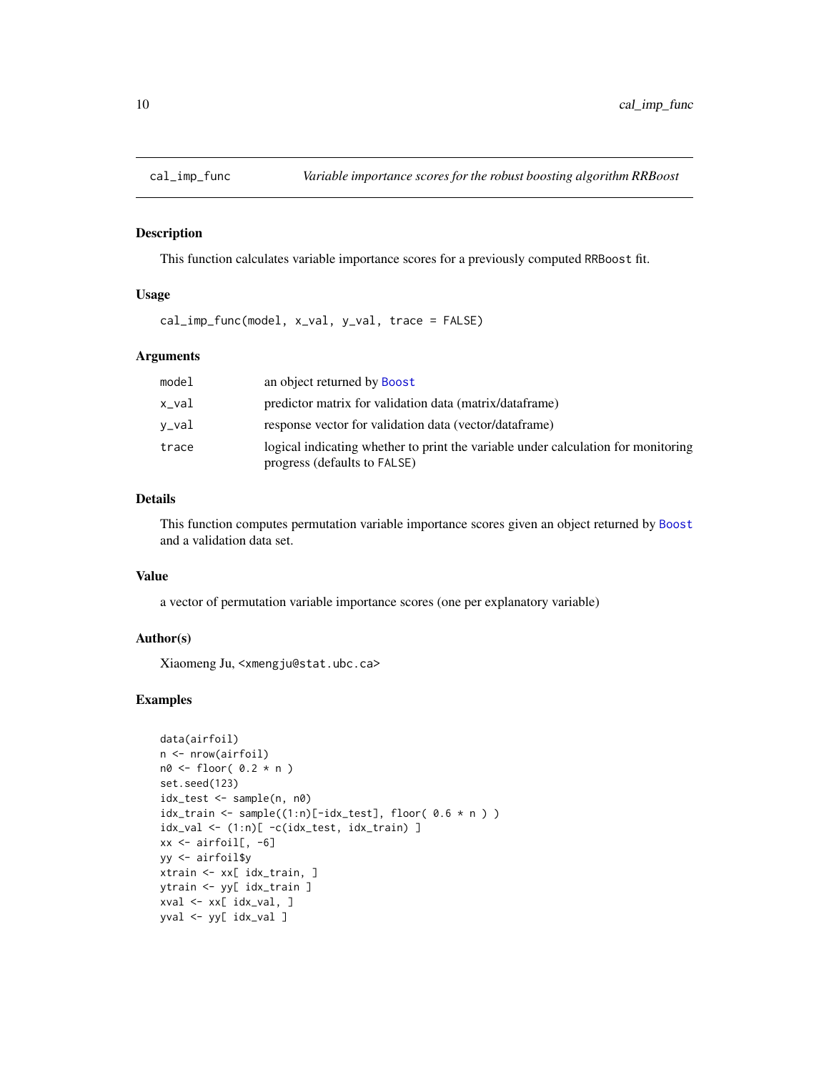## cal_imp_func *Variable importance scores for the robust boosting algorithm RRBoost*

### Description

This function calculates variable importance scores for a previously computed RRBoost fit.

### Usage

```
cal_imp_func(model, x_val, y_val, trace = FALSE)
```

### Arguments

| | |
|---|---|
| model | an object returned by Boost |
| x_val | predictor matrix for validation data (matrix/dataframe) |
| y_val | response vector for validation data (vector/dataframe) |
| trace | logical indicating whether to print the variable under calculation for monitoring progress (defaults to FALSE) |

### Details

This function computes permutation variable importance scores given an object returned by Boost and a validation data set.

### Value

a vector of permutation variable importance scores (one per explanatory variable)

### Author(s)

Xiaomeng Ju, <xmengju@stat.ubc.ca>

### Examples

```
data(airfoil)
n <- nrow(airfoil)
n0 <- floor( 0.2 * n )
set.seed(123)
idx_test <- sample(n, n0)
idx_train <- sample((1:n)[-idx_test], floor( 0.6 * n ) )
idx_val <- (1:n)[ -c(idx_test, idx_train) ]
xx <- airfoil[, -6]
yy <- airfoil$y
xtrain <- xx[ idx_train, ]
ytrain <- yy[ idx_train ]
xval <- xx[ idx_val, ]
yval <- yy[ idx_val ]
```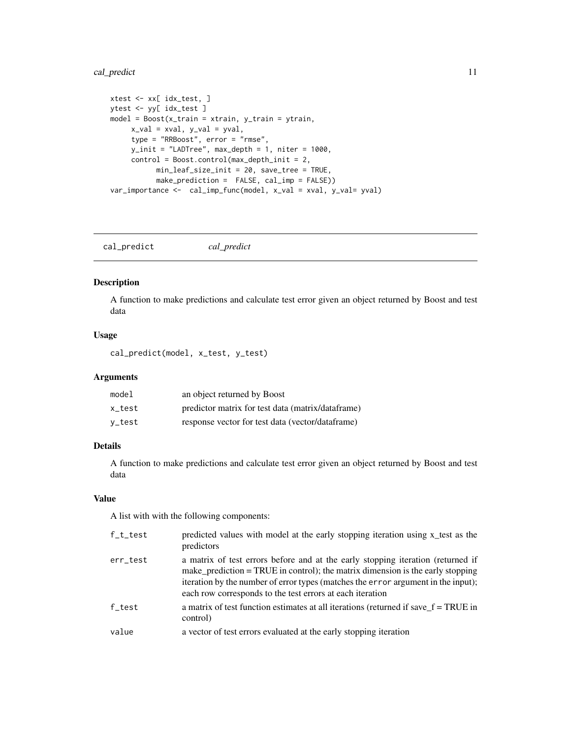```
xtest <- xx[ idx_test, ]
ytest <- yy[ idx_test ]
model = Boost(x_train = xtrain, y_train = ytrain,
     x_val = xval, y_val = yval,
     type = "RRBoost", error = "rmse",
     y_init = "LADTree", max_depth = 1, niter = 1000,
     control = Boost.control(max_depth_init = 2,
           min_leaf_size_init = 20, save_tree = TRUE,
           make_prediction =  FALSE, cal_imp = FALSE))
var_importance <-  cal_imp_func(model, x_val = xval, y_val= yval)
```

---

## cal_predict *cal_predict*

---

### Description

A function to make predictions and calculate test error given an object returned by Boost and test data

### Usage

```
cal_predict(model, x_test, y_test)
```

### Arguments

| | |
|---|---|
| `model` | an object returned by Boost |
| `x_test` | predictor matrix for test data (matrix/dataframe) |
| `y_test` | response vector for test data (vector/dataframe) |

### Details

A function to make predictions and calculate test error given an object returned by Boost and test data

### Value

A list with with the following components:

| | |
|---|---|
| `f_t_test` | predicted values with model at the early stopping iteration using x_test as the predictors |
| `err_test` | a matrix of test errors before and at the early stopping iteration (returned if make_prediction = TRUE in control); the matrix dimension is the early stopping iteration by the number of error types (matches the `error` argument in the input); each row corresponds to the test errors at each iteration |
| `f_test` | a matrix of test function estimates at all iterations (returned if save_f = TRUE in control) |
| `value` | a vector of test errors evaluated at the early stopping iteration |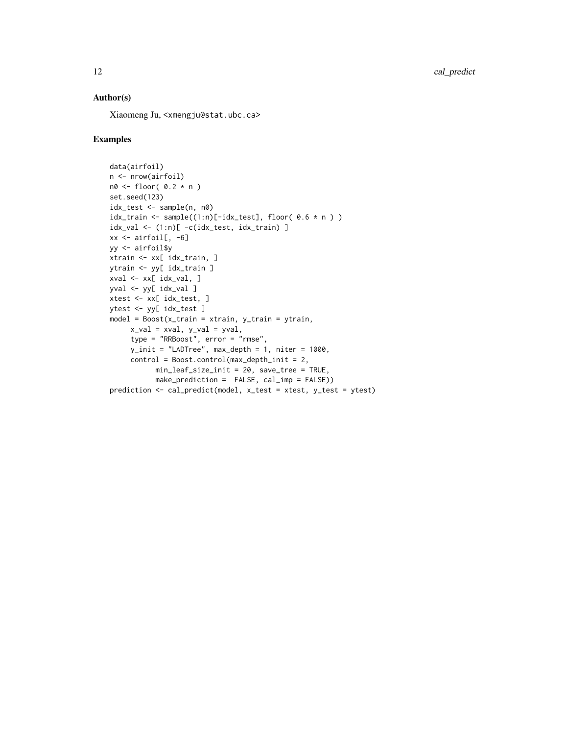## Author(s)

Xiaomeng Ju, <xmengju@stat.ubc.ca>

## Examples

```
data(airfoil)
n <- nrow(airfoil)
n0 <- floor( 0.2 * n )
set.seed(123)
idx_test <- sample(n, n0)
idx_train <- sample((1:n)[-idx_test], floor( 0.6 * n ) )
idx_val <- (1:n)[ -c(idx_test, idx_train) ]
xx <- airfoil[, -6]
yy <- airfoil$y
xtrain <- xx[ idx_train, ]
ytrain <- yy[ idx_train ]
xval <- xx[ idx_val, ]
yval <- yy[ idx_val ]
xtest <- xx[ idx_test, ]
ytest <- yy[ idx_test ]
model = Boost(x_train = xtrain, y_train = ytrain,
     x_val = xval, y_val = yval,
     type = "RRBoost", error = "rmse",
     y_init = "LADTree", max_depth = 1, niter = 1000,
     control = Boost.control(max_depth_init = 2,
           min_leaf_size_init = 20, save_tree = TRUE,
           make_prediction =  FALSE, cal_imp = FALSE))
prediction <- cal_predict(model, x_test = xtest, y_test = ytest)
```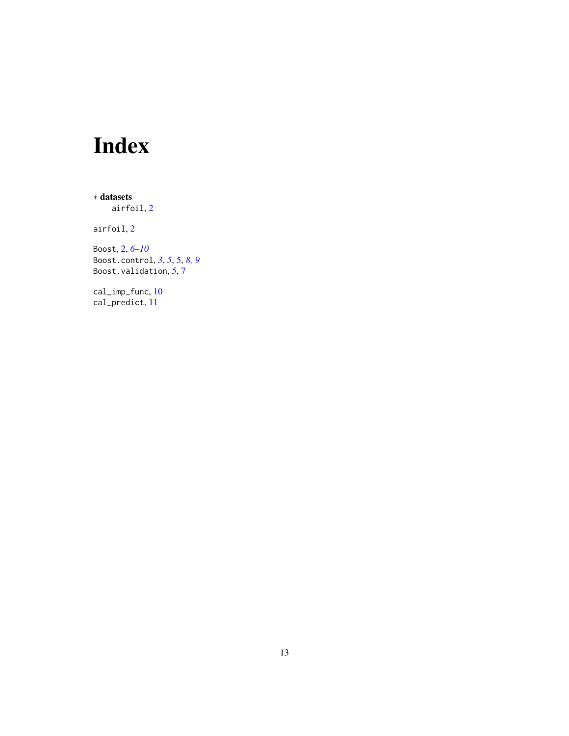# Index

∗ **datasets**
    airfoil, 2

airfoil, 2

Boost, 2, *6–10*
Boost.control, *3*, *5*, 5, *8, 9*
Boost.validation, *5*, 7

cal_imp_func, 10
cal_predict, 11